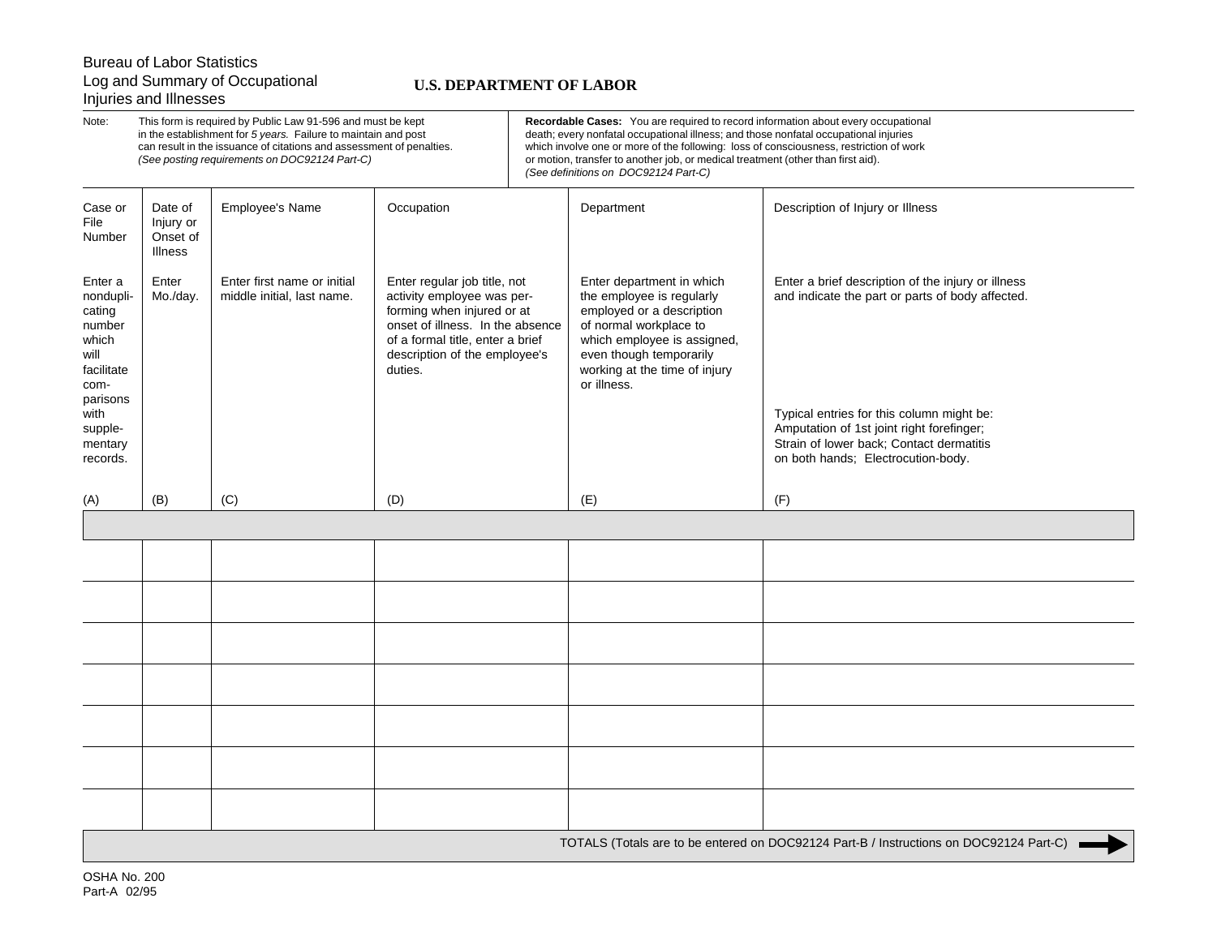Bureau of Labor Statistics
Log and Summary of Occupational
Injuries and Illnesses

**U.S. DEPARTMENT OF LABOR**

Note: This form is required by Public Law 91-596 and must be kept in the establishment for *5 years.* Failure to maintain and post can result in the issuance of citations and assessment of penalties. *(See posting requirements on DOC92124 Part-C)*

**Recordable Cases:** You are required to record information about every occupational death; every nonfatal occupational illness; and those nonfatal occupational injuries which involve one or more of the following: loss of consciousness, restriction of work or motion, transfer to another job, or medical treatment (other than first aid). *(See definitions on DOC92124 Part-C)*

| Case or File Number | Date of Injury or Onset of Illness | Employee's Name | Occupation | Department | Description of Injury or Illness |
|---|---|---|---|---|---|
| Enter a nonduplicating number which will facilitate comparisons with supplementary records. | Enter Mo./day. | Enter first name or initial middle initial, last name. | Enter regular job title, not activity employee was performing when injured or at onset of illness. In the absence of a formal title, enter a brief description of the employee's duties. | Enter department in which the employee is regularly employed or a description of normal workplace to which employee is assigned, even though temporarily working at the time of injury or illness. | Enter a brief description of the injury or illness and indicate the part or parts of body affected. Typical entries for this column might be: Amputation of 1st joint right forefinger; Strain of lower back; Contact dermatitis on both hands; Electrocution-body. |
| (A) | (B) | (C) | (D) | (E) | (F) |
| | | | | | |
| | | | | | |
| | | | | | |
| | | | | | |
| | | | | | |
| | | | | | |
| | | | | | |
| | | | | | |

TOTALS (Totals are to be entered on DOC92124 Part-B / Instructions on DOC92124 Part-C) ➡

OSHA No. 200
Part-A 02/95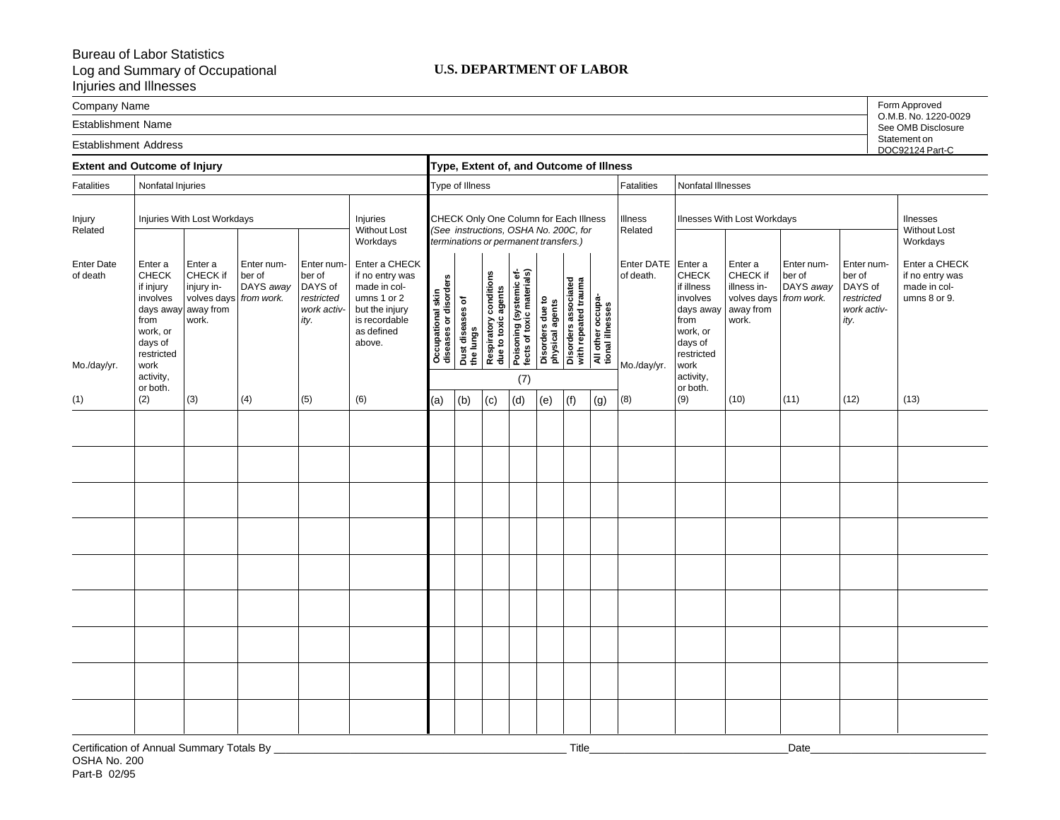Bureau of Labor Statistics
Log and Summary of Occupational
Injuries and Illnesses

**U.S. DEPARTMENT OF LABOR**

Company Name

Establishment Name

Establishment Address

Form Approved
O.M.B. No. 1220-0029
See OMB Disclosure
Statement on
DOC92124 Part-C

| **Extent and Outcome of Injury** | | | | | | **Type, Extent of, and Outcome of Illness** | | | | | | | | | | | | |
|---|---|---|---|---|---|---|---|---|---|---|---|---|---|---|---|---|---|---|
| Fatalities | Nonfatal Injuries | | | | | Type of Illness | | | | | | | Fatalities | Nonfatal Illnesses | | | | |
| Injury Related | Injuries With Lost Workdays | | | | Injuries Without Lost Workdays | CHECK Only One Column for Each Illness *(See instructions, OSHA No. 200C, for terminations or permanent transfers.)* | | | | | | | Illness Related | Ilnesses With Lost Workdays | | | | Ilnesses Without Lost Workdays |
| Enter Date of death Mo./day/yr. | Enter a CHECK if injury involves days away from work, or days of restricted work activity, or both. | Enter a CHECK if injury involves days away from work. | Enter number of DAYS *away from work.* | Enter number of DAYS of *restricted work activity.* | Enter a CHECK if no entry was made in columns 1 or 2 but the injury is recordable as defined above. | **Occupational skin diseases or disorders** | **Dust diseases of the lungs** | **Respiratory conditions due to toxic agents** | **Poisoning (systemic effects of toxic materials)** | **Disorders due to physical agents** | **Disorders associated with repeated trauma** | **All other occupational Illnesses** | Enter DATE of death. Mo./day/yr. | Enter a CHECK if illness involves days away from work, or days of restricted work activity, or both. | Enter a CHECK if illness involves days away from work. | Enter number of DAYS *away from work.* | Enter number of DAYS of *restricted work activity.* | Enter a CHECK if no entry was made in columns 8 or 9. |
| | | | | | | (7) | | | | | | | | | | | | |
| (1) | (2) | (3) | (4) | (5) | (6) | (a) | (b) | (c) | (d) | (e) | (f) | (g) | (8) | (9) | (10) | (11) | (12) | (13) |
| | | | | | | | | | | | | | | | | | | |
| | | | | | | | | | | | | | | | | | | |
| | | | | | | | | | | | | | | | | | | |
| | | | | | | | | | | | | | | | | | | |
| | | | | | | | | | | | | | | | | | | |
| | | | | | | | | | | | | | | | | | | |
| | | | | | | | | | | | | | | | | | | |
| | | | | | | | | | | | | | | | | | | |
| | | | | | | | | | | | | | | | | | | |

Certification of Annual Summary Totals By \_\_\_\_\_\_\_\_\_\_\_\_\_\_\_\_\_\_\_\_ Title\_\_\_\_\_\_\_\_\_\_\_\_\_\_\_\_\_\_\_\_ Date\_\_\_\_\_\_\_\_\_\_\_\_\_\_\_\_\_\_\_\_

OSHA No. 200
Part-B 02/95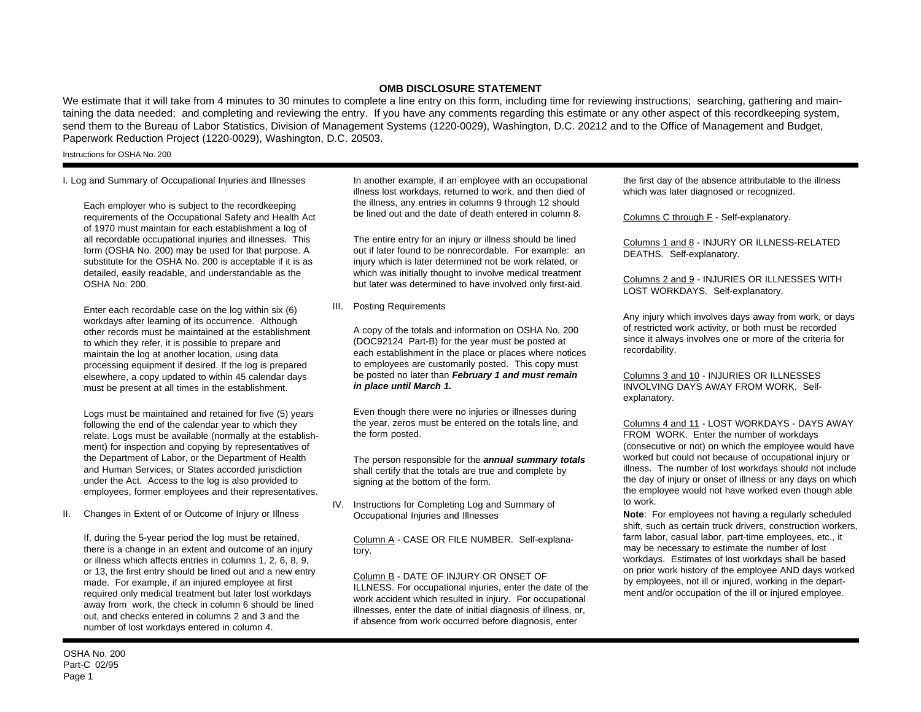## OMB DISCLOSURE STATEMENT

We estimate that it will take from 4 minutes to 30 minutes to complete a line entry on this form, including time for reviewing instructions; searching, gathering and maintaining the data needed; and completing and reviewing the entry. If you have any comments regarding this estimate or any other aspect of this recordkeeping system, send them to the Bureau of Labor Statistics, Division of Management Systems (1220-0029), Washington, D.C. 20212 and to the Office of Management and Budget, Paperwork Reduction Project (1220-0029), Washington, D.C. 20503.

Instructions for OSHA No. 200

### I. Log and Summary of Occupational Injuries and Illnesses

Each employer who is subject to the recordkeeping requirements of the Occupational Safety and Health Act of 1970 must maintain for each establishment a log of all recordable occupational injuries and illnesses. This form (OSHA No. 200) may be used for that purpose. A substitute for the OSHA No. 200 is acceptable if it is as detailed, easily readable, and understandable as the OSHA No. 200.

Enter each recordable case on the log within six (6) workdays after learning of its occurrence. Although other records must be maintained at the establishment to which they refer, it is possible to prepare and maintain the log at another location, using data processing equipment if desired. If the log is prepared elsewhere, a copy updated to within 45 calendar days must be present at all times in the establishment.

Logs must be maintained and retained for five (5) years following the end of the calendar year to which they relate. Logs must be available (normally at the establishment) for inspection and copying by representatives of the Department of Labor, or the Department of Health and Human Services, or States accorded jurisdiction under the Act. Access to the log is also provided to employees, former employees and their representatives.

### II. Changes in Extent of or Outcome of Injury or Illness

If, during the 5-year period the log must be retained, there is a change in an extent and outcome of an injury or illness which affects entries in columns 1, 2, 6, 8, 9, or 13, the first entry should be lined out and a new entry made. For example, if an injured employee at first required only medical treatment but later lost workdays away from work, the check in column 6 should be lined out, and checks entered in columns 2 and 3 and the number of lost workdays entered in column 4.

In another example, if an employee with an occupational illness lost workdays, returned to work, and then died of the illness, any entries in columns 9 through 12 should be lined out and the date of death entered in column 8.

The entire entry for an injury or illness should be lined out if later found to be nonrecordable. For example: an injury which is later determined not be work related, or which was initially thought to involve medical treatment but later was determined to have involved only first-aid.

### III. Posting Requirements

A copy of the totals and information on OSHA No. 200 (DOC92124 Part-B) for the year must be posted at each establishment in the place or places where notices to employees are customarily posted. This copy must be posted no later than ***February 1 and must remain in place until March 1.***

Even though there were no injuries or illnesses during the year, zeros must be entered on the totals line, and the form posted.

The person responsible for the ***annual summary totals*** shall certify that the totals are true and complete by signing at the bottom of the form.

### IV. Instructions for Completing Log and Summary of Occupational Injuries and Illnesses

Column A - CASE OR FILE NUMBER. Self-explanatory.

Column B - DATE OF INJURY OR ONSET OF ILLNESS. For occupational injuries, enter the date of the work accident which resulted in injury. For occupational illnesses, enter the date of initial diagnosis of illness, or, if absence from work occurred before diagnosis, enter the first day of the absence attributable to the illness which was later diagnosed or recognized.

Columns C through F - Self-explanatory.

Columns 1 and 8 - INJURY OR ILLNESS-RELATED DEATHS. Self-explanatory.

Columns 2 and 9 - INJURIES OR ILLNESSES WITH LOST WORKDAYS. Self-explanatory.

Any injury which involves days away from work, or days of restricted work activity, or both must be recorded since it always involves one or more of the criteria for recordability.

Columns 3 and 10 - INJURIES OR ILLNESSES INVOLVING DAYS AWAY FROM WORK. Self-explanatory.

Columns 4 and 11 - LOST WORKDAYS - DAYS AWAY FROM WORK. Enter the number of workdays (consecutive or not) on which the employee would have worked but could not because of occupational injury or illness. The number of lost workdays should not include the day of injury or onset of illness or any days on which the employee would not have worked even though able to work.

**Note**: For employees not having a regularly scheduled shift, such as certain truck drivers, construction workers, farm labor, casual labor, part-time employees, etc., it may be necessary to estimate the number of lost workdays. Estimates of lost workdays shall be based on prior work history of the employee AND days worked by employees, not ill or injured, working in the department and/or occupation of the ill or injured employee.

OSHA No. 200
Part-C 02/95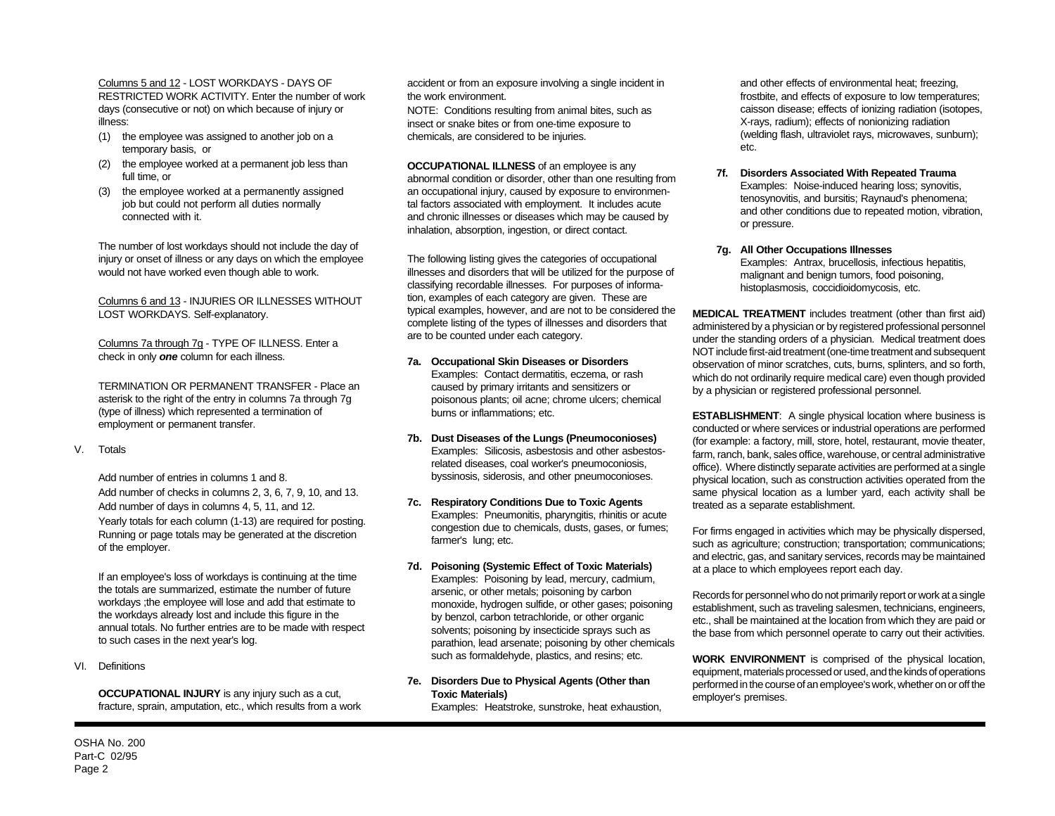Columns 5 and 12 - LOST WORKDAYS - DAYS OF RESTRICTED WORK ACTIVITY. Enter the number of work days (consecutive or not) on which because of injury or illness:

(1) the employee was assigned to another job on a temporary basis, or
(2) the employee worked at a permanent job less than full time, or
(3) the employee worked at a permanently assigned job but could not perform all duties normally connected with it.

The number of lost workdays should not include the day of injury or onset of illness or any days on which the employee would not have worked even though able to work.

Columns 6 and 13 - INJURIES OR ILLNESSES WITHOUT LOST WORKDAYS. Self-explanatory.

Columns 7a through 7g - TYPE OF ILLNESS. Enter a check in only ***one*** column for each illness.

TERMINATION OR PERMANENT TRANSFER - Place an asterisk to the right of the entry in columns 7a through 7g (type of illness) which represented a termination of employment or permanent transfer.

V. Totals

Add number of entries in columns 1 and 8.
Add number of checks in columns 2, 3, 6, 7, 9, 10, and 13.
Add number of days in columns 4, 5, 11, and 12.
Yearly totals for each column (1-13) are required for posting. Running or page totals may be generated at the discretion of the employer.

If an employee's loss of workdays is continuing at the time the totals are summarized, estimate the number of future workdays ;the employee will lose and add that estimate to the workdays already lost and include this figure in the annual totals. No further entries are to be made with respect to such cases in the next year's log.

VI. Definitions

**OCCUPATIONAL INJURY** is any injury such as a cut, fracture, sprain, amputation, etc., which results from a work accident or from an exposure involving a single incident in the work environment.

NOTE: Conditions resulting from animal bites, such as insect or snake bites or from one-time exposure to chemicals, are considered to be injuries.

**OCCUPATIONAL ILLNESS** of an employee is any abnormal condition or disorder, other than one resulting from an occupational injury, caused by exposure to environmental factors associated with employment. It includes acute and chronic illnesses or diseases which may be caused by inhalation, absorption, ingestion, or direct contact.

The following listing gives the categories of occupational illnesses and disorders that will be utilized for the purpose of classifying recordable illnesses. For purposes of information, examples of each category are given. These are typical examples, however, and are not to be considered the complete listing of the types of illnesses and disorders that are to be counted under each category.

**7a. Occupational Skin Diseases or Disorders**
Examples: Contact dermatitis, eczema, or rash caused by primary irritants and sensitizers or poisonous plants; oil acne; chrome ulcers; chemical burns or inflammations; etc.

**7b. Dust Diseases of the Lungs (Pneumoconioses)**
Examples: Silicosis, asbestosis and other asbestos-related diseases, coal worker's pneumoconiosis, byssinosis, siderosis, and other pneumoconioses.

**7c. Respiratory Conditions Due to Toxic Agents**
Examples: Pneumonitis, pharyngitis, rhinitis or acute congestion due to chemicals, dusts, gases, or fumes; farmer's lung; etc.

**7d. Poisoning (Systemic Effect of Toxic Materials)**
Examples: Poisoning by lead, mercury, cadmium, arsenic, or other metals; poisoning by carbon monoxide, hydrogen sulfide, or other gases; poisoning by benzol, carbon tetrachloride, or other organic solvents; poisoning by insecticide sprays such as parathion, lead arsenate; poisoning by other chemicals such as formaldehyde, plastics, and resins; etc.

**7e. Disorders Due to Physical Agents (Other than Toxic Materials)**
Examples: Heatstroke, sunstroke, heat exhaustion, and other effects of environmental heat; freezing, frostbite, and effects of exposure to low temperatures; caisson disease; effects of ionizing radiation (isotopes, X-rays, radium); effects of nonionizing radiation (welding flash, ultraviolet rays, microwaves, sunburn); etc.

**7f. Disorders Associated With Repeated Trauma**
Examples: Noise-induced hearing loss; synovitis, tenosynovitis, and bursitis; Raynaud's phenomena; and other conditions due to repeated motion, vibration, or pressure.

**7g. All Other Occupations Illnesses**
Examples: Antrax, brucellosis, infectious hepatitis, malignant and benign tumors, food poisoning, histoplasmosis, coccidioidomycosis, etc.

**MEDICAL TREATMENT** includes treatment (other than first aid) administered by a physician or by registered professional personnel under the standing orders of a physician. Medical treatment does NOT include first-aid treatment (one-time treatment and subsequent observation of minor scratches, cuts, burns, splinters, and so forth, which do not ordinarily require medical care) even though provided by a physician or registered professional personnel.

**ESTABLISHMENT**: A single physical location where business is conducted or where services or industrial operations are performed (for example: a factory, mill, store, hotel, restaurant, movie theater, farm, ranch, bank, sales office, warehouse, or central administrative office). Where distinctly separate activities are performed at a single physical location, such as construction activities operated from the same physical location as a lumber yard, each activity shall be treated as a separate establishment.

For firms engaged in activities which may be physically dispersed, such as agriculture; construction; transportation; communications; and electric, gas, and sanitary services, records may be maintained at a place to which employees report each day.

Records for personnel who do not primarily report or work at a single establishment, such as traveling salesmen, technicians, engineers, etc., shall be maintained at the location from which they are paid or the base from which personnel operate to carry out their activities.

**WORK ENVIRONMENT** is comprised of the physical location, equipment, materials processed or used, and the kinds of operations performed in the course of an employee's work, whether on or off the employer's premises.